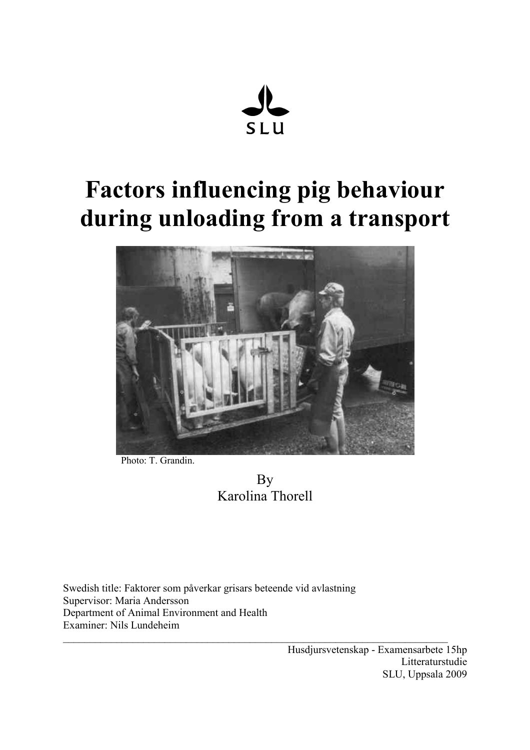SLU

# Factors influencing pig behaviour during unloading from a transport

Photo: T. Grandin.

By
Karolina Thorell

Swedish title: Faktorer som påverkar grisars beteende vid avlastning
Supervisor: Maria Andersson
Department of Animal Environment and Health
Examiner: Nils Lundeheim

Husdjursvetenskap - Examensarbete 15hp
Litteraturstudie
SLU, Uppsala 2009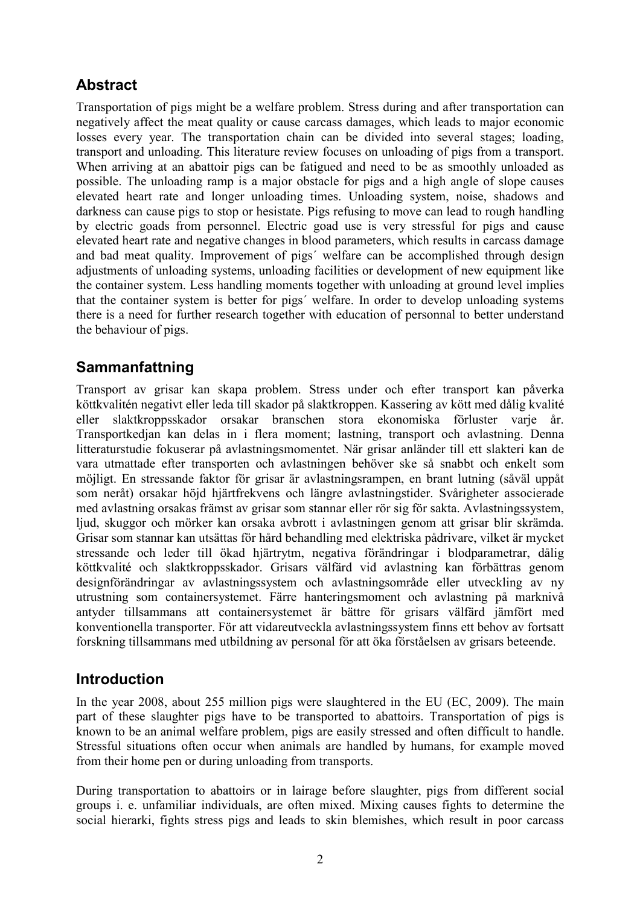## Abstract

Transportation of pigs might be a welfare problem. Stress during and after transportation can negatively affect the meat quality or cause carcass damages, which leads to major economic losses every year. The transportation chain can be divided into several stages; loading, transport and unloading. This literature review focuses on unloading of pigs from a transport. When arriving at an abattoir pigs can be fatigued and need to be as smoothly unloaded as possible. The unloading ramp is a major obstacle for pigs and a high angle of slope causes elevated heart rate and longer unloading times. Unloading system, noise, shadows and darkness can cause pigs to stop or hesistate. Pigs refusing to move can lead to rough handling by electric goads from personnel. Electric goad use is very stressful for pigs and cause elevated heart rate and negative changes in blood parameters, which results in carcass damage and bad meat quality. Improvement of pigs´ welfare can be accomplished through design adjustments of unloading systems, unloading facilities or development of new equipment like the container system. Less handling moments together with unloading at ground level implies that the container system is better for pigs´ welfare. In order to develop unloading systems there is a need for further research together with education of personnal to better understand the behaviour of pigs.

## Sammanfattning

Transport av grisar kan skapa problem. Stress under och efter transport kan påverka köttkvalitén negativt eller leda till skador på slaktkroppen. Kassering av kött med dålig kvalité eller slaktkroppsskador orsakar branschen stora ekonomiska förluster varje år. Transportkedjan kan delas in i flera moment; lastning, transport och avlastning. Denna litteraturstudie fokuserar på avlastningsmomentet. När grisar anländer till ett slakteri kan de vara utmattade efter transporten och avlastningen behöver ske så snabbt och enkelt som möjligt. En stressande faktor för grisar är avlastningsrampen, en brant lutning (såväl uppåt som neråt) orsakar höjd hjärtfrekvens och längre avlastningstider. Svårigheter associerade med avlastning orsakas främst av grisar som stannar eller rör sig för sakta. Avlastningssystem, ljud, skuggor och mörker kan orsaka avbrott i avlastningen genom att grisar blir skrämda. Grisar som stannar kan utsättas för hård behandling med elektriska pådrivare, vilket är mycket stressande och leder till ökad hjärtrytm, negativa förändringar i blodparametrar, dålig köttkvalité och slaktkroppsskador. Grisars välfärd vid avlastning kan förbättras genom designförändringar av avlastningssystem och avlastningsområde eller utveckling av ny utrustning som containersystemet. Färre hanteringsmoment och avlastning på marknivå antyder tillsammans att containersystemet är bättre för grisars välfärd jämfört med konventionella transporter. För att vidareutveckla avlastningssystem finns ett behov av fortsatt forskning tillsammans med utbildning av personal för att öka förståelsen av grisars beteende.

## Introduction

In the year 2008, about 255 million pigs were slaughtered in the EU (EC, 2009). The main part of these slaughter pigs have to be transported to abattoirs. Transportation of pigs is known to be an animal welfare problem, pigs are easily stressed and often difficult to handle. Stressful situations often occur when animals are handled by humans, for example moved from their home pen or during unloading from transports.

During transportation to abattoirs or in lairage before slaughter, pigs from different social groups i. e. unfamiliar individuals, are often mixed. Mixing causes fights to determine the social hierarki, fights stress pigs and leads to skin blemishes, which result in poor carcass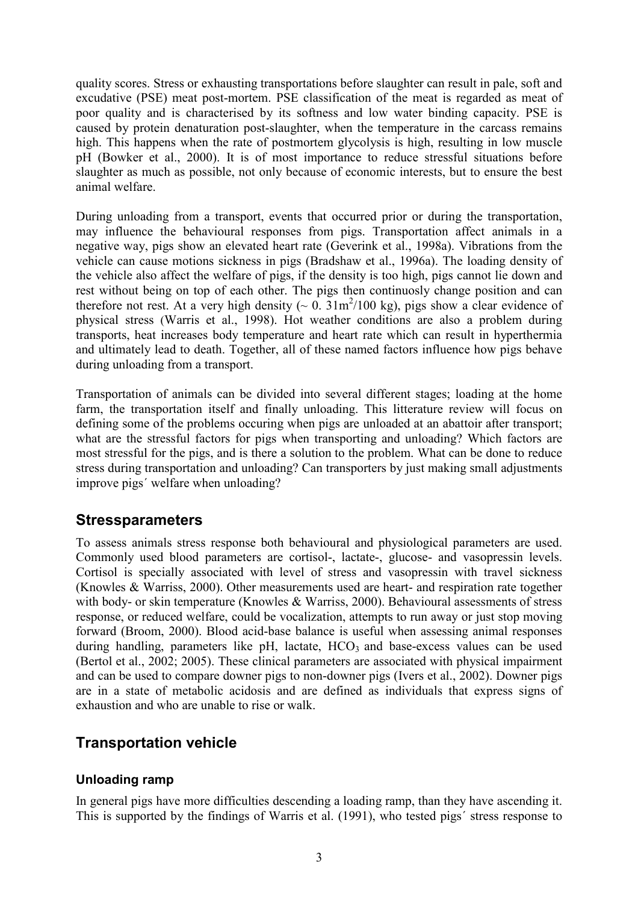quality scores. Stress or exhausting transportations before slaughter can result in pale, soft and excudative (PSE) meat post-mortem. PSE classification of the meat is regarded as meat of poor quality and is characterised by its softness and low water binding capacity. PSE is caused by protein denaturation post-slaughter, when the temperature in the carcass remains high. This happens when the rate of postmortem glycolysis is high, resulting in low muscle pH (Bowker et al., 2000). It is of most importance to reduce stressful situations before slaughter as much as possible, not only because of economic interests, but to ensure the best animal welfare.

During unloading from a transport, events that occurred prior or during the transportation, may influence the behavioural responses from pigs. Transportation affect animals in a negative way, pigs show an elevated heart rate (Geverink et al., 1998a). Vibrations from the vehicle can cause motions sickness in pigs (Bradshaw et al., 1996a). The loading density of the vehicle also affect the welfare of pigs, if the density is too high, pigs cannot lie down and rest without being on top of each other. The pigs then continuosly change position and can therefore not rest. At a very high density (~ 0. 31m$^2$/100 kg), pigs show a clear evidence of physical stress (Warris et al., 1998). Hot weather conditions are also a problem during transports, heat increases body temperature and heart rate which can result in hyperthermia and ultimately lead to death. Together, all of these named factors influence how pigs behave during unloading from a transport.

Transportation of animals can be divided into several different stages; loading at the home farm, the transportation itself and finally unloading. This litterature review will focus on defining some of the problems occuring when pigs are unloaded at an abattoir after transport; what are the stressful factors for pigs when transporting and unloading? Which factors are most stressful for the pigs, and is there a solution to the problem. What can be done to reduce stress during transportation and unloading? Can transporters by just making small adjustments improve pigs´ welfare when unloading?

## Stressparameters

To assess animals stress response both behavioural and physiological parameters are used. Commonly used blood parameters are cortisol-, lactate-, glucose- and vasopressin levels. Cortisol is specially associated with level of stress and vasopressin with travel sickness (Knowles & Warriss, 2000). Other measurements used are heart- and respiration rate together with body- or skin temperature (Knowles & Warriss, 2000). Behavioural assessments of stress response, or reduced welfare, could be vocalization, attempts to run away or just stop moving forward (Broom, 2000). Blood acid-base balance is useful when assessing animal responses during handling, parameters like pH, lactate, $HCO_3$ and base-excess values can be used (Bertol et al., 2002; 2005). These clinical parameters are associated with physical impairment and can be used to compare downer pigs to non-downer pigs (Ivers et al., 2002). Downer pigs are in a state of metabolic acidosis and are defined as individuals that express signs of exhaustion and who are unable to rise or walk.

## Transportation vehicle

### Unloading ramp

In general pigs have more difficulties descending a loading ramp, than they have ascending it. This is supported by the findings of Warris et al. (1991), who tested pigs´ stress response to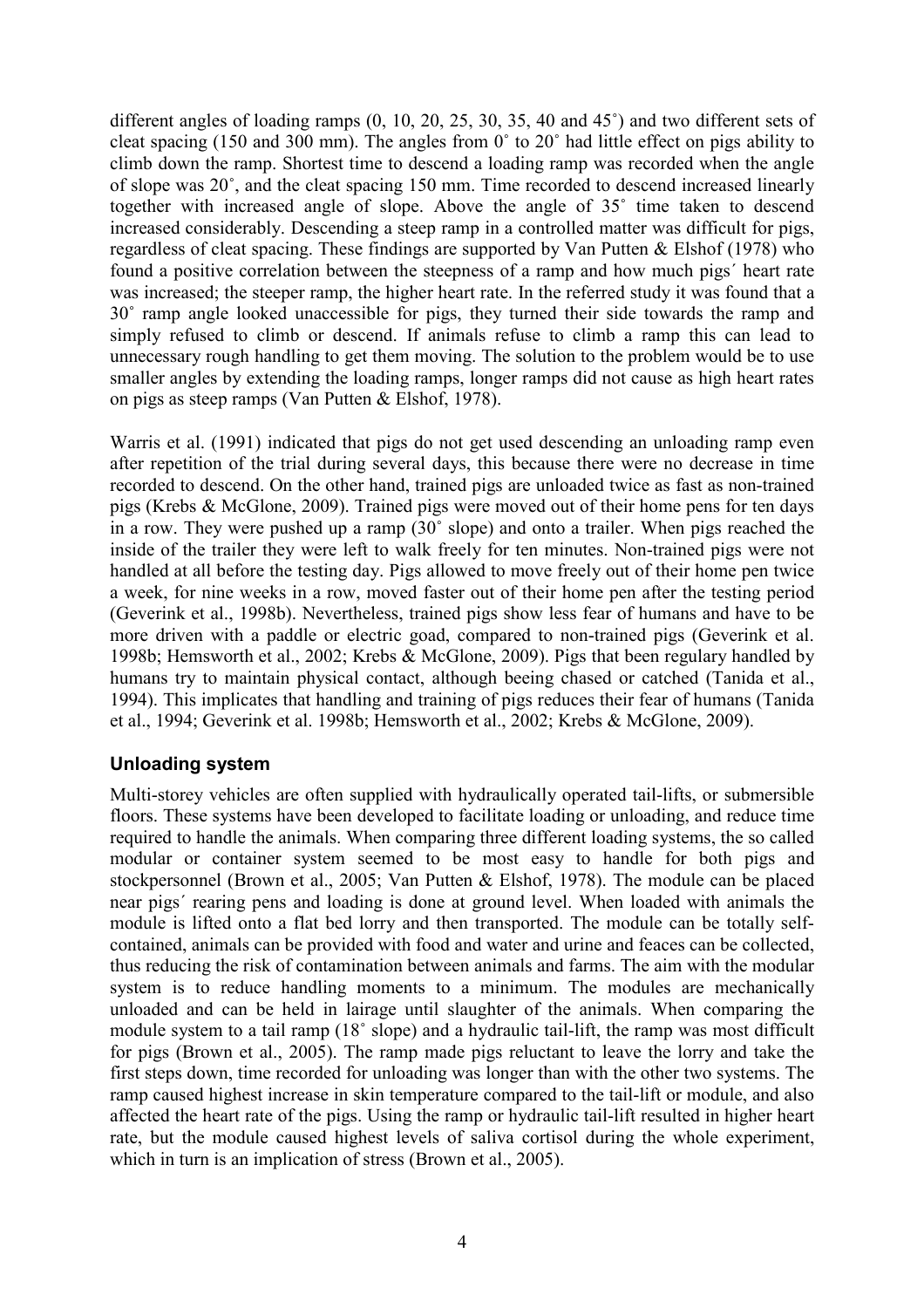different angles of loading ramps (0, 10, 20, 25, 30, 35, 40 and 45˚) and two different sets of cleat spacing (150 and 300 mm). The angles from 0˚ to 20˚ had little effect on pigs ability to climb down the ramp. Shortest time to descend a loading ramp was recorded when the angle of slope was 20˚, and the cleat spacing 150 mm. Time recorded to descend increased linearly together with increased angle of slope. Above the angle of 35˚ time taken to descend increased considerably. Descending a steep ramp in a controlled matter was difficult for pigs, regardless of cleat spacing. These findings are supported by Van Putten & Elshof (1978) who found a positive correlation between the steepness of a ramp and how much pigs´ heart rate was increased; the steeper ramp, the higher heart rate. In the referred study it was found that a 30˚ ramp angle looked unaccessible for pigs, they turned their side towards the ramp and simply refused to climb or descend. If animals refuse to climb a ramp this can lead to unnecessary rough handling to get them moving. The solution to the problem would be to use smaller angles by extending the loading ramps, longer ramps did not cause as high heart rates on pigs as steep ramps (Van Putten & Elshof, 1978).

Warris et al. (1991) indicated that pigs do not get used descending an unloading ramp even after repetition of the trial during several days, this because there were no decrease in time recorded to descend. On the other hand, trained pigs are unloaded twice as fast as non-trained pigs (Krebs & McGlone, 2009). Trained pigs were moved out of their home pens for ten days in a row. They were pushed up a ramp (30˚ slope) and onto a trailer. When pigs reached the inside of the trailer they were left to walk freely for ten minutes. Non-trained pigs were not handled at all before the testing day. Pigs allowed to move freely out of their home pen twice a week, for nine weeks in a row, moved faster out of their home pen after the testing period (Geverink et al., 1998b). Nevertheless, trained pigs show less fear of humans and have to be more driven with a paddle or electric goad, compared to non-trained pigs (Geverink et al. 1998b; Hemsworth et al., 2002; Krebs & McGlone, 2009). Pigs that been regulary handled by humans try to maintain physical contact, although beeing chased or catched (Tanida et al., 1994). This implicates that handling and training of pigs reduces their fear of humans (Tanida et al., 1994; Geverink et al. 1998b; Hemsworth et al., 2002; Krebs & McGlone, 2009).

## Unloading system

Multi-storey vehicles are often supplied with hydraulically operated tail-lifts, or submersible floors. These systems have been developed to facilitate loading or unloading, and reduce time required to handle the animals. When comparing three different loading systems, the so called modular or container system seemed to be most easy to handle for both pigs and stockpersonnel (Brown et al., 2005; Van Putten & Elshof, 1978). The module can be placed near pigs´ rearing pens and loading is done at ground level. When loaded with animals the module is lifted onto a flat bed lorry and then transported. The module can be totally self-contained, animals can be provided with food and water and urine and feaces can be collected, thus reducing the risk of contamination between animals and farms. The aim with the modular system is to reduce handling moments to a minimum. The modules are mechanically unloaded and can be held in lairage until slaughter of the animals. When comparing the module system to a tail ramp (18˚ slope) and a hydraulic tail-lift, the ramp was most difficult for pigs (Brown et al., 2005). The ramp made pigs reluctant to leave the lorry and take the first steps down, time recorded for unloading was longer than with the other two systems. The ramp caused highest increase in skin temperature compared to the tail-lift or module, and also affected the heart rate of the pigs. Using the ramp or hydraulic tail-lift resulted in higher heart rate, but the module caused highest levels of saliva cortisol during the whole experiment, which in turn is an implication of stress (Brown et al., 2005).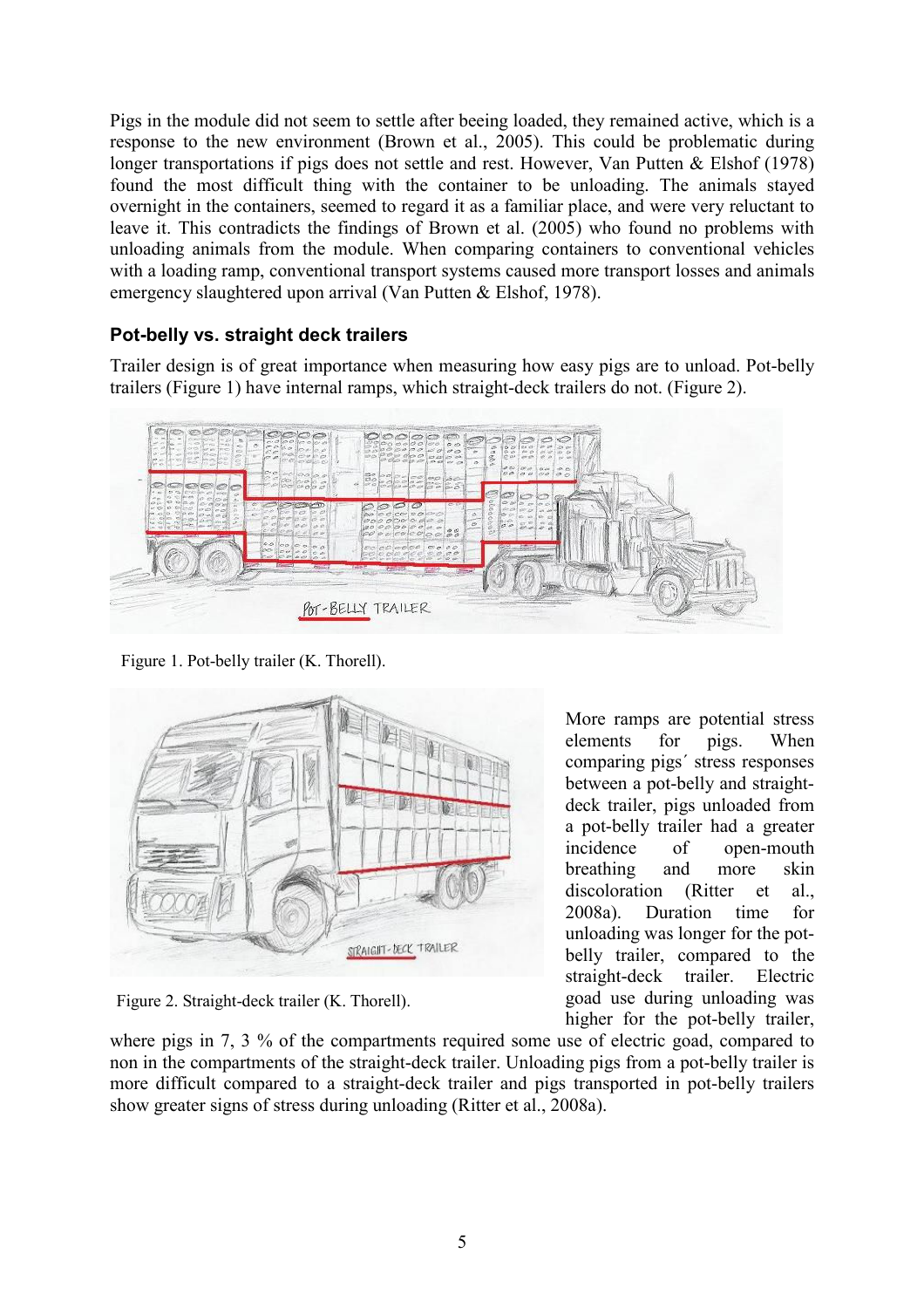Pigs in the module did not seem to settle after beeing loaded, they remained active, which is a response to the new environment (Brown et al., 2005). This could be problematic during longer transportations if pigs does not settle and rest. However, Van Putten & Elshof (1978) found the most difficult thing with the container to be unloading. The animals stayed overnight in the containers, seemed to regard it as a familiar place, and were very reluctant to leave it. This contradicts the findings of Brown et al. (2005) who found no problems with unloading animals from the module. When comparing containers to conventional vehicles with a loading ramp, conventional transport systems caused more transport losses and animals emergency slaughtered upon arrival (Van Putten & Elshof, 1978).

### Pot-belly vs. straight deck trailers

Trailer design is of great importance when measuring how easy pigs are to unload. Pot-belly trailers (Figure 1) have internal ramps, which straight-deck trailers do not. (Figure 2).

Figure 1. Pot-belly trailer (K. Thorell).

Figure 2. Straight-deck trailer (K. Thorell).

More ramps are potential stress elements for pigs. When comparing pigs´ stress responses between a pot-belly and straight-deck trailer, pigs unloaded from a pot-belly trailer had a greater incidence of open-mouth breathing and more skin discoloration (Ritter et al., 2008a). Duration time for unloading was longer for the pot-belly trailer, compared to the straight-deck trailer. Electric goad use during unloading was higher for the pot-belly trailer, where pigs in 7, 3 % of the compartments required some use of electric goad, compared to non in the compartments of the straight-deck trailer. Unloading pigs from a pot-belly trailer is more difficult compared to a straight-deck trailer and pigs transported in pot-belly trailers show greater signs of stress during unloading (Ritter et al., 2008a).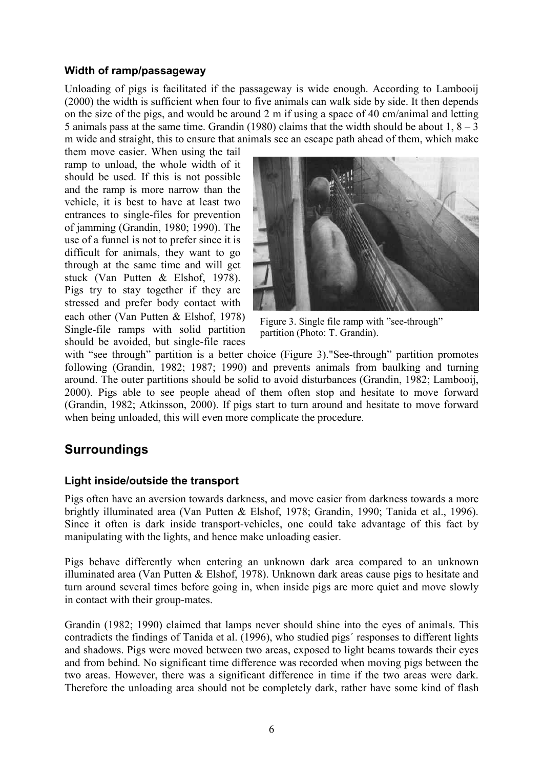### Width of ramp/passageway

Unloading of pigs is facilitated if the passageway is wide enough. According to Lambooij (2000) the width is sufficient when four to five animals can walk side by side. It then depends on the size of the pigs, and would be around 2 m if using a space of 40 cm/animal and letting 5 animals pass at the same time. Grandin (1980) claims that the width should be about 1, 8 – 3 m wide and straight, this to ensure that animals see an escape path ahead of them, which make them move easier. When using the tail ramp to unload, the whole width of it should be used. If this is not possible and the ramp is more narrow than the vehicle, it is best to have at least two entrances to single-files for prevention of jamming (Grandin, 1980; 1990). The use of a funnel is not to prefer since it is difficult for animals, they want to go through at the same time and will get stuck (Van Putten & Elshof, 1978). Pigs try to stay together if they are stressed and prefer body contact with each other (Van Putten & Elshof, 1978) Single-file ramps with solid partition should be avoided, but single-file races with "see through" partition is a better choice (Figure 3)."See-through" partition promotes following (Grandin, 1982; 1987; 1990) and prevents animals from baulking and turning around. The outer partitions should be solid to avoid disturbances (Grandin, 1982; Lambooij, 2000). Pigs able to see people ahead of them often stop and hesitate to move forward (Grandin, 1982; Atkinsson, 2000). If pigs start to turn around and hesitate to move forward when being unloaded, this will even more complicate the procedure.

Figure 3. Single file ramp with "see-through" partition (Photo: T. Grandin).

## Surroundings

### Light inside/outside the transport

Pigs often have an aversion towards darkness, and move easier from darkness towards a more brightly illuminated area (Van Putten & Elshof, 1978; Grandin, 1990; Tanida et al., 1996). Since it often is dark inside transport-vehicles, one could take advantage of this fact by manipulating with the lights, and hence make unloading easier.

Pigs behave differently when entering an unknown dark area compared to an unknown illuminated area (Van Putten & Elshof, 1978). Unknown dark areas cause pigs to hesitate and turn around several times before going in, when inside pigs are more quiet and move slowly in contact with their group-mates.

Grandin (1982; 1990) claimed that lamps never should shine into the eyes of animals. This contradicts the findings of Tanida et al. (1996), who studied pigs´ responses to different lights and shadows. Pigs were moved between two areas, exposed to light beams towards their eyes and from behind. No significant time difference was recorded when moving pigs between the two areas. However, there was a significant difference in time if the two areas were dark. Therefore the unloading area should not be completely dark, rather have some kind of flash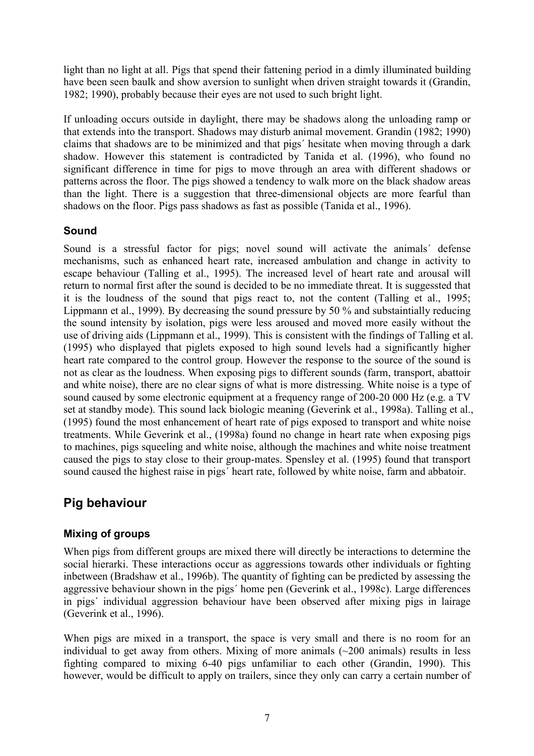light than no light at all. Pigs that spend their fattening period in a dimly illuminated building have been seen baulk and show aversion to sunlight when driven straight towards it (Grandin, 1982; 1990), probably because their eyes are not used to such bright light.

If unloading occurs outside in daylight, there may be shadows along the unloading ramp or that extends into the transport. Shadows may disturb animal movement. Grandin (1982; 1990) claims that shadows are to be minimized and that pigs´ hesitate when moving through a dark shadow. However this statement is contradicted by Tanida et al. (1996), who found no significant difference in time for pigs to move through an area with different shadows or patterns across the floor. The pigs showed a tendency to walk more on the black shadow areas than the light. There is a suggestion that three-dimensional objects are more fearful than shadows on the floor. Pigs pass shadows as fast as possible (Tanida et al., 1996).

### Sound

Sound is a stressful factor for pigs; novel sound will activate the animals´ defense mechanisms, such as enhanced heart rate, increased ambulation and change in activity to escape behaviour (Talling et al., 1995). The increased level of heart rate and arousal will return to normal first after the sound is decided to be no immediate threat. It is suggessted that it is the loudness of the sound that pigs react to, not the content (Talling et al., 1995; Lippmann et al., 1999). By decreasing the sound pressure by 50 % and substaintially reducing the sound intensity by isolation, pigs were less aroused and moved more easily without the use of driving aids (Lippmann et al., 1999). This is consistent with the findings of Talling et al. (1995) who displayed that piglets exposed to high sound levels had a significantly higher heart rate compared to the control group. However the response to the source of the sound is not as clear as the loudness. When exposing pigs to different sounds (farm, transport, abattoir and white noise), there are no clear signs of what is more distressing. White noise is a type of sound caused by some electronic equipment at a frequency range of 200-20 000 Hz (e.g. a TV set at standby mode). This sound lack biologic meaning (Geverink et al., 1998a). Talling et al., (1995) found the most enhancement of heart rate of pigs exposed to transport and white noise treatments. While Geverink et al., (1998a) found no change in heart rate when exposing pigs to machines, pigs squeeling and white noise, although the machines and white noise treatment caused the pigs to stay close to their group-mates. Spensley et al. (1995) found that transport sound caused the highest raise in pigs´ heart rate, followed by white noise, farm and abbatoir.

## Pig behaviour

### Mixing of groups

When pigs from different groups are mixed there will directly be interactions to determine the social hierarki. These interactions occur as aggressions towards other individuals or fighting inbetween (Bradshaw et al., 1996b). The quantity of fighting can be predicted by assessing the aggressive behaviour shown in the pigs´ home pen (Geverink et al., 1998c). Large differences in pigs´ individual aggression behaviour have been observed after mixing pigs in lairage (Geverink et al., 1996).

When pigs are mixed in a transport, the space is very small and there is no room for an individual to get away from others. Mixing of more animals (~200 animals) results in less fighting compared to mixing 6-40 pigs unfamiliar to each other (Grandin, 1990). This however, would be difficult to apply on trailers, since they only can carry a certain number of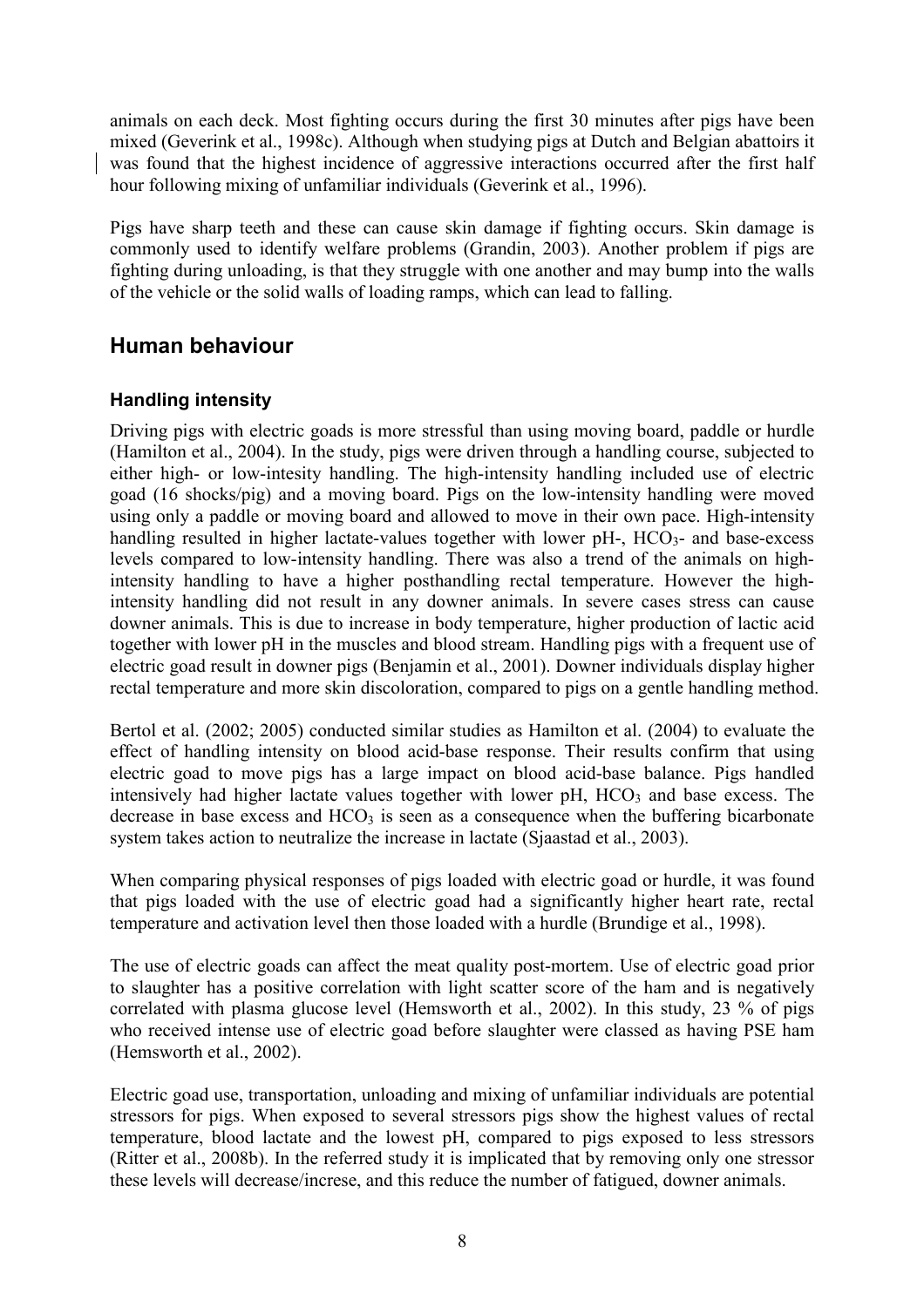animals on each deck. Most fighting occurs during the first 30 minutes after pigs have been mixed (Geverink et al., 1998c). Although when studying pigs at Dutch and Belgian abattoirs it was found that the highest incidence of aggressive interactions occurred after the first half hour following mixing of unfamiliar individuals (Geverink et al., 1996).

Pigs have sharp teeth and these can cause skin damage if fighting occurs. Skin damage is commonly used to identify welfare problems (Grandin, 2003). Another problem if pigs are fighting during unloading, is that they struggle with one another and may bump into the walls of the vehicle or the solid walls of loading ramps, which can lead to falling.

## Human behaviour

### Handling intensity

Driving pigs with electric goads is more stressful than using moving board, paddle or hurdle (Hamilton et al., 2004). In the study, pigs were driven through a handling course, subjected to either high- or low-intesity handling. The high-intensity handling included use of electric goad (16 shocks/pig) and a moving board. Pigs on the low-intensity handling were moved using only a paddle or moving board and allowed to move in their own pace. High-intensity handling resulted in higher lactate-values together with lower pH-, $HCO_3$- and base-excess levels compared to low-intensity handling. There was also a trend of the animals on high-intensity handling to have a higher posthandling rectal temperature. However the high-intensity handling did not result in any downer animals. In severe cases stress can cause downer animals. This is due to increase in body temperature, higher production of lactic acid together with lower pH in the muscles and blood stream. Handling pigs with a frequent use of electric goad result in downer pigs (Benjamin et al., 2001). Downer individuals display higher rectal temperature and more skin discoloration, compared to pigs on a gentle handling method.

Bertol et al. (2002; 2005) conducted similar studies as Hamilton et al. (2004) to evaluate the effect of handling intensity on blood acid-base response. Their results confirm that using electric goad to move pigs has a large impact on blood acid-base balance. Pigs handled intensively had higher lactate values together with lower pH, $HCO_3$ and base excess. The decrease in base excess and $HCO_3$ is seen as a consequence when the buffering bicarbonate system takes action to neutralize the increase in lactate (Sjaastad et al., 2003).

When comparing physical responses of pigs loaded with electric goad or hurdle, it was found that pigs loaded with the use of electric goad had a significantly higher heart rate, rectal temperature and activation level then those loaded with a hurdle (Brundige et al., 1998).

The use of electric goads can affect the meat quality post-mortem. Use of electric goad prior to slaughter has a positive correlation with light scatter score of the ham and is negatively correlated with plasma glucose level (Hemsworth et al., 2002). In this study, 23 % of pigs who received intense use of electric goad before slaughter were classed as having PSE ham (Hemsworth et al., 2002).

Electric goad use, transportation, unloading and mixing of unfamiliar individuals are potential stressors for pigs. When exposed to several stressors pigs show the highest values of rectal temperature, blood lactate and the lowest pH, compared to pigs exposed to less stressors (Ritter et al., 2008b). In the referred study it is implicated that by removing only one stressor these levels will decrease/increse, and this reduce the number of fatigued, downer animals.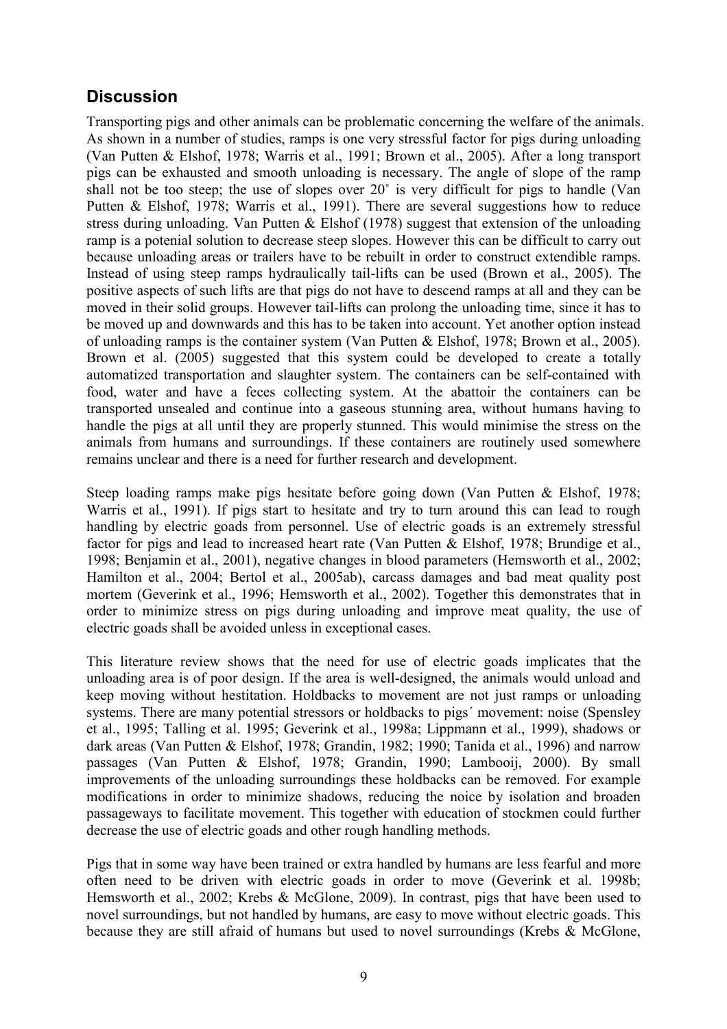## Discussion

Transporting pigs and other animals can be problematic concerning the welfare of the animals. As shown in a number of studies, ramps is one very stressful factor for pigs during unloading (Van Putten & Elshof, 1978; Warris et al., 1991; Brown et al., 2005). After a long transport pigs can be exhausted and smooth unloading is necessary. The angle of slope of the ramp shall not be too steep; the use of slopes over 20˚ is very difficult for pigs to handle (Van Putten & Elshof, 1978; Warris et al., 1991). There are several suggestions how to reduce stress during unloading. Van Putten & Elshof (1978) suggest that extension of the unloading ramp is a potenial solution to decrease steep slopes. However this can be difficult to carry out because unloading areas or trailers have to be rebuilt in order to construct extendible ramps. Instead of using steep ramps hydraulically tail-lifts can be used (Brown et al., 2005). The positive aspects of such lifts are that pigs do not have to descend ramps at all and they can be moved in their solid groups. However tail-lifts can prolong the unloading time, since it has to be moved up and downwards and this has to be taken into account. Yet another option instead of unloading ramps is the container system (Van Putten & Elshof, 1978; Brown et al., 2005). Brown et al. (2005) suggested that this system could be developed to create a totally automatized transportation and slaughter system. The containers can be self-contained with food, water and have a feces collecting system. At the abattoir the containers can be transported unsealed and continue into a gaseous stunning area, without humans having to handle the pigs at all until they are properly stunned. This would minimise the stress on the animals from humans and surroundings. If these containers are routinely used somewhere remains unclear and there is a need for further research and development.

Steep loading ramps make pigs hesitate before going down (Van Putten & Elshof, 1978; Warris et al., 1991). If pigs start to hesitate and try to turn around this can lead to rough handling by electric goads from personnel. Use of electric goads is an extremely stressful factor for pigs and lead to increased heart rate (Van Putten & Elshof, 1978; Brundige et al., 1998; Benjamin et al., 2001), negative changes in blood parameters (Hemsworth et al., 2002; Hamilton et al., 2004; Bertol et al., 2005ab), carcass damages and bad meat quality post mortem (Geverink et al., 1996; Hemsworth et al., 2002). Together this demonstrates that in order to minimize stress on pigs during unloading and improve meat quality, the use of electric goads shall be avoided unless in exceptional cases.

This literature review shows that the need for use of electric goads implicates that the unloading area is of poor design. If the area is well-designed, the animals would unload and keep moving without hestitation. Holdbacks to movement are not just ramps or unloading systems. There are many potential stressors or holdbacks to pigs´ movement: noise (Spensley et al., 1995; Talling et al. 1995; Geverink et al., 1998a; Lippmann et al., 1999), shadows or dark areas (Van Putten & Elshof, 1978; Grandin, 1982; 1990; Tanida et al., 1996) and narrow passages (Van Putten & Elshof, 1978; Grandin, 1990; Lambooij, 2000). By small improvements of the unloading surroundings these holdbacks can be removed. For example modifications in order to minimize shadows, reducing the noice by isolation and broaden passageways to facilitate movement. This together with education of stockmen could further decrease the use of electric goads and other rough handling methods.

Pigs that in some way have been trained or extra handled by humans are less fearful and more often need to be driven with electric goads in order to move (Geverink et al. 1998b; Hemsworth et al., 2002; Krebs & McGlone, 2009). In contrast, pigs that have been used to novel surroundings, but not handled by humans, are easy to move without electric goads. This because they are still afraid of humans but used to novel surroundings (Krebs & McGlone,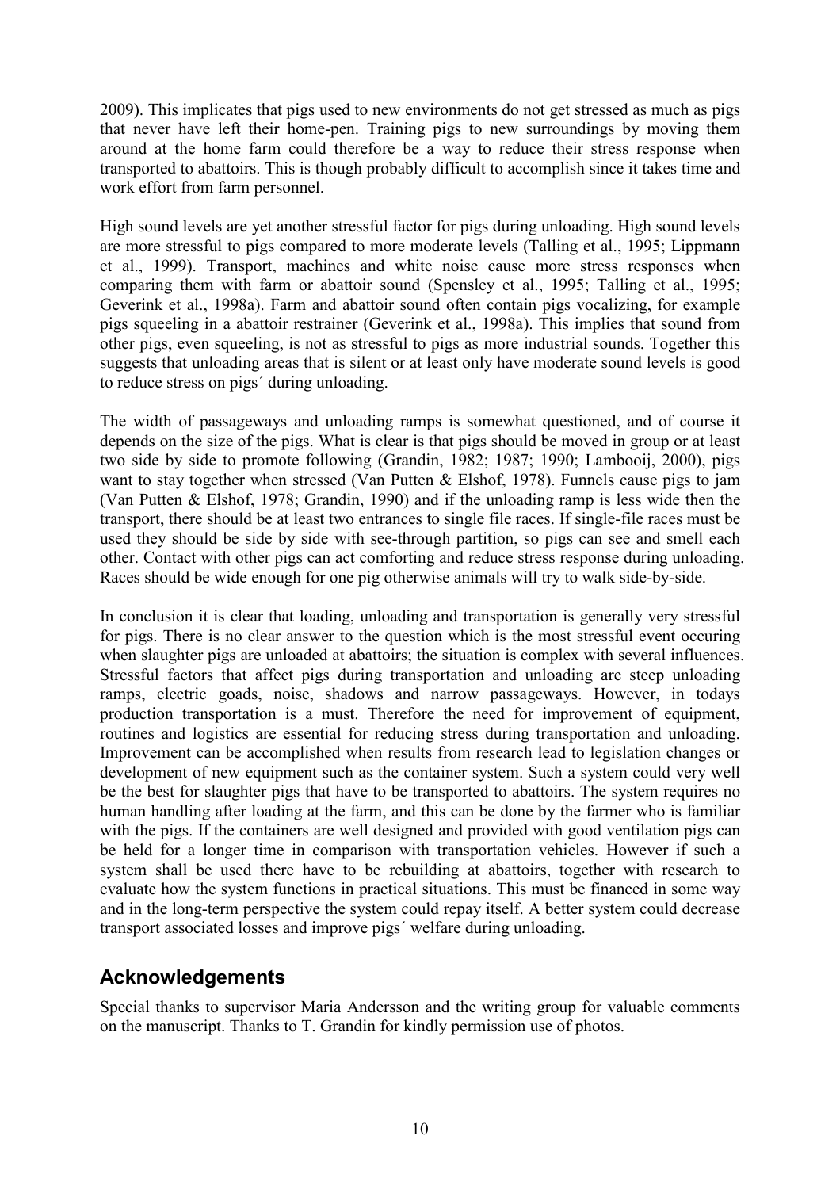2009). This implicates that pigs used to new environments do not get stressed as much as pigs that never have left their home-pen. Training pigs to new surroundings by moving them around at the home farm could therefore be a way to reduce their stress response when transported to abattoirs. This is though probably difficult to accomplish since it takes time and work effort from farm personnel.

High sound levels are yet another stressful factor for pigs during unloading. High sound levels are more stressful to pigs compared to more moderate levels (Talling et al., 1995; Lippmann et al., 1999). Transport, machines and white noise cause more stress responses when comparing them with farm or abattoir sound (Spensley et al., 1995; Talling et al., 1995; Geverink et al., 1998a). Farm and abattoir sound often contain pigs vocalizing, for example pigs squeeling in a abattoir restrainer (Geverink et al., 1998a). This implies that sound from other pigs, even squeeling, is not as stressful to pigs as more industrial sounds. Together this suggests that unloading areas that is silent or at least only have moderate sound levels is good to reduce stress on pigs´ during unloading.

The width of passageways and unloading ramps is somewhat questioned, and of course it depends on the size of the pigs. What is clear is that pigs should be moved in group or at least two side by side to promote following (Grandin, 1982; 1987; 1990; Lambooij, 2000), pigs want to stay together when stressed (Van Putten & Elshof, 1978). Funnels cause pigs to jam (Van Putten & Elshof, 1978; Grandin, 1990) and if the unloading ramp is less wide then the transport, there should be at least two entrances to single file races. If single-file races must be used they should be side by side with see-through partition, so pigs can see and smell each other. Contact with other pigs can act comforting and reduce stress response during unloading. Races should be wide enough for one pig otherwise animals will try to walk side-by-side.

In conclusion it is clear that loading, unloading and transportation is generally very stressful for pigs. There is no clear answer to the question which is the most stressful event occuring when slaughter pigs are unloaded at abattoirs; the situation is complex with several influences. Stressful factors that affect pigs during transportation and unloading are steep unloading ramps, electric goads, noise, shadows and narrow passageways. However, in todays production transportation is a must. Therefore the need for improvement of equipment, routines and logistics are essential for reducing stress during transportation and unloading. Improvement can be accomplished when results from research lead to legislation changes or development of new equipment such as the container system. Such a system could very well be the best for slaughter pigs that have to be transported to abattoirs. The system requires no human handling after loading at the farm, and this can be done by the farmer who is familiar with the pigs. If the containers are well designed and provided with good ventilation pigs can be held for a longer time in comparison with transportation vehicles. However if such a system shall be used there have to be rebuilding at abattoirs, together with research to evaluate how the system functions in practical situations. This must be financed in some way and in the long-term perspective the system could repay itself. A better system could decrease transport associated losses and improve pigs´ welfare during unloading.

## Acknowledgements

Special thanks to supervisor Maria Andersson and the writing group for valuable comments on the manuscript. Thanks to T. Grandin for kindly permission use of photos.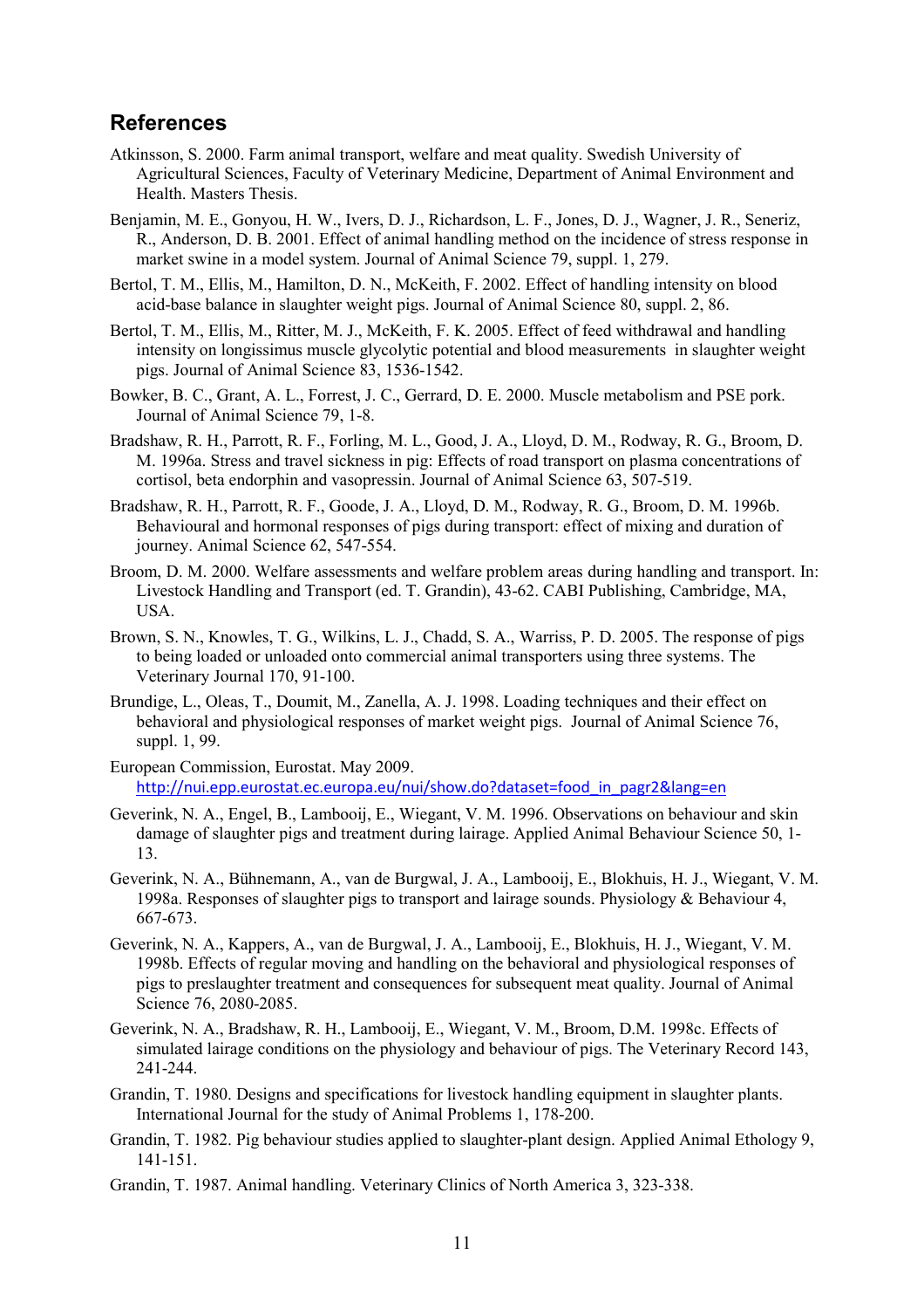## References

Atkinsson, S. 2000. Farm animal transport, welfare and meat quality. Swedish University of Agricultural Sciences, Faculty of Veterinary Medicine, Department of Animal Environment and Health. Masters Thesis.

Benjamin, M. E., Gonyou, H. W., Ivers, D. J., Richardson, L. F., Jones, D. J., Wagner, J. R., Seneriz, R., Anderson, D. B. 2001. Effect of animal handling method on the incidence of stress response in market swine in a model system. Journal of Animal Science 79, suppl. 1, 279.

Bertol, T. M., Ellis, M., Hamilton, D. N., McKeith, F. 2002. Effect of handling intensity on blood acid-base balance in slaughter weight pigs. Journal of Animal Science 80, suppl. 2, 86.

Bertol, T. M., Ellis, M., Ritter, M. J., McKeith, F. K. 2005. Effect of feed withdrawal and handling intensity on longissimus muscle glycolytic potential and blood measurements in slaughter weight pigs. Journal of Animal Science 83, 1536-1542.

Bowker, B. C., Grant, A. L., Forrest, J. C., Gerrard, D. E. 2000. Muscle metabolism and PSE pork. Journal of Animal Science 79, 1-8.

Bradshaw, R. H., Parrott, R. F., Forling, M. L., Good, J. A., Lloyd, D. M., Rodway, R. G., Broom, D. M. 1996a. Stress and travel sickness in pig: Effects of road transport on plasma concentrations of cortisol, beta endorphin and vasopressin. Journal of Animal Science 63, 507-519.

Bradshaw, R. H., Parrott, R. F., Goode, J. A., Lloyd, D. M., Rodway, R. G., Broom, D. M. 1996b. Behavioural and hormonal responses of pigs during transport: effect of mixing and duration of journey. Animal Science 62, 547-554.

Broom, D. M. 2000. Welfare assessments and welfare problem areas during handling and transport. In: Livestock Handling and Transport (ed. T. Grandin), 43-62. CABI Publishing, Cambridge, MA, USA.

Brown, S. N., Knowles, T. G., Wilkins, L. J., Chadd, S. A., Warriss, P. D. 2005. The response of pigs to being loaded or unloaded onto commercial animal transporters using three systems. The Veterinary Journal 170, 91-100.

Brundige, L., Oleas, T., Doumit, M., Zanella, A. J. 1998. Loading techniques and their effect on behavioral and physiological responses of market weight pigs. Journal of Animal Science 76, suppl. 1, 99.

European Commission, Eurostat. May 2009. http://nui.epp.eurostat.ec.europa.eu/nui/show.do?dataset=food_in_pagr2&lang=en

Geverink, N. A., Engel, B., Lambooij, E., Wiegant, V. M. 1996. Observations on behaviour and skin damage of slaughter pigs and treatment during lairage. Applied Animal Behaviour Science 50, 1-13.

Geverink, N. A., Bühnemann, A., van de Burgwal, J. A., Lambooij, E., Blokhuis, H. J., Wiegant, V. M. 1998a. Responses of slaughter pigs to transport and lairage sounds. Physiology & Behaviour 4, 667-673.

Geverink, N. A., Kappers, A., van de Burgwal, J. A., Lambooij, E., Blokhuis, H. J., Wiegant, V. M. 1998b. Effects of regular moving and handling on the behavioral and physiological responses of pigs to preslaughter treatment and consequences for subsequent meat quality. Journal of Animal Science 76, 2080-2085.

Geverink, N. A., Bradshaw, R. H., Lambooij, E., Wiegant, V. M., Broom, D.M. 1998c. Effects of simulated lairage conditions on the physiology and behaviour of pigs. The Veterinary Record 143, 241-244.

Grandin, T. 1980. Designs and specifications for livestock handling equipment in slaughter plants. International Journal for the study of Animal Problems 1, 178-200.

Grandin, T. 1982. Pig behaviour studies applied to slaughter-plant design. Applied Animal Ethology 9, 141-151.

Grandin, T. 1987. Animal handling. Veterinary Clinics of North America 3, 323-338.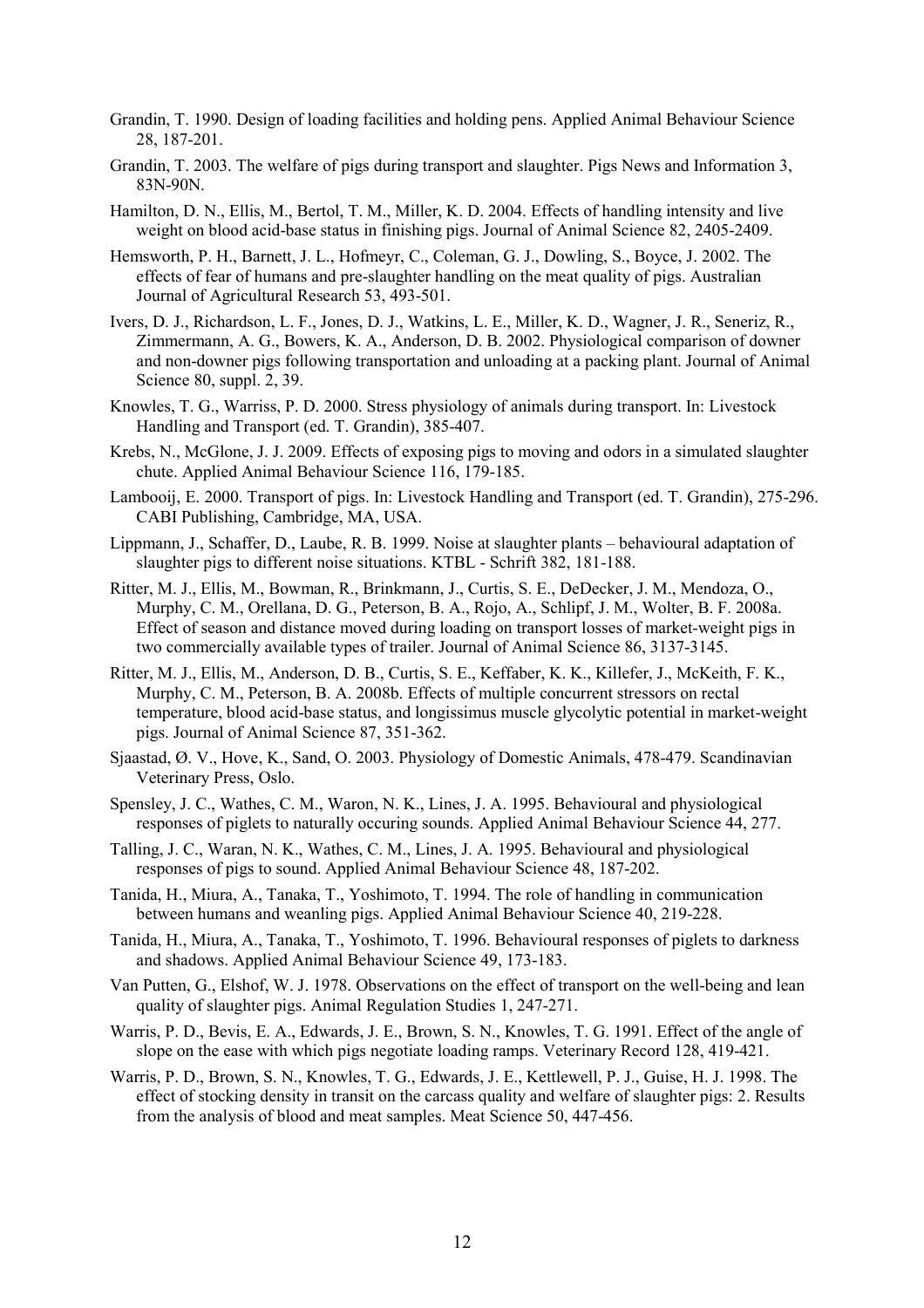Grandin, T. 1990. Design of loading facilities and holding pens. Applied Animal Behaviour Science 28, 187-201.

Grandin, T. 2003. The welfare of pigs during transport and slaughter. Pigs News and Information 3, 83N-90N.

Hamilton, D. N., Ellis, M., Bertol, T. M., Miller, K. D. 2004. Effects of handling intensity and live weight on blood acid-base status in finishing pigs. Journal of Animal Science 82, 2405-2409.

Hemsworth, P. H., Barnett, J. L., Hofmeyr, C., Coleman, G. J., Dowling, S., Boyce, J. 2002. The effects of fear of humans and pre-slaughter handling on the meat quality of pigs. Australian Journal of Agricultural Research 53, 493-501.

Ivers, D. J., Richardson, L. F., Jones, D. J., Watkins, L. E., Miller, K. D., Wagner, J. R., Seneriz, R., Zimmermann, A. G., Bowers, K. A., Anderson, D. B. 2002. Physiological comparison of downer and non-downer pigs following transportation and unloading at a packing plant. Journal of Animal Science 80, suppl. 2, 39.

Knowles, T. G., Warriss, P. D. 2000. Stress physiology of animals during transport. In: Livestock Handling and Transport (ed. T. Grandin), 385-407.

Krebs, N., McGlone, J. J. 2009. Effects of exposing pigs to moving and odors in a simulated slaughter chute. Applied Animal Behaviour Science 116, 179-185.

Lambooij, E. 2000. Transport of pigs. In: Livestock Handling and Transport (ed. T. Grandin), 275-296. CABI Publishing, Cambridge, MA, USA.

Lippmann, J., Schaffer, D., Laube, R. B. 1999. Noise at slaughter plants – behavioural adaptation of slaughter pigs to different noise situations. KTBL - Schrift 382, 181-188.

Ritter, M. J., Ellis, M., Bowman, R., Brinkmann, J., Curtis, S. E., DeDecker, J. M., Mendoza, O., Murphy, C. M., Orellana, D. G., Peterson, B. A., Rojo, A., Schlipf, J. M., Wolter, B. F. 2008a. Effect of season and distance moved during loading on transport losses of market-weight pigs in two commercially available types of trailer. Journal of Animal Science 86, 3137-3145.

Ritter, M. J., Ellis, M., Anderson, D. B., Curtis, S. E., Keffaber, K. K., Killefer, J., McKeith, F. K., Murphy, C. M., Peterson, B. A. 2008b. Effects of multiple concurrent stressors on rectal temperature, blood acid-base status, and longissimus muscle glycolytic potential in market-weight pigs. Journal of Animal Science 87, 351-362.

Sjaastad, Ø. V., Hove, K., Sand, O. 2003. Physiology of Domestic Animals, 478-479. Scandinavian Veterinary Press, Oslo.

Spensley, J. C., Wathes, C. M., Waron, N. K., Lines, J. A. 1995. Behavioural and physiological responses of piglets to naturally occuring sounds. Applied Animal Behaviour Science 44, 277.

Talling, J. C., Waran, N. K., Wathes, C. M., Lines, J. A. 1995. Behavioural and physiological responses of pigs to sound. Applied Animal Behaviour Science 48, 187-202.

Tanida, H., Miura, A., Tanaka, T., Yoshimoto, T. 1994. The role of handling in communication between humans and weanling pigs. Applied Animal Behaviour Science 40, 219-228.

Tanida, H., Miura, A., Tanaka, T., Yoshimoto, T. 1996. Behavioural responses of piglets to darkness and shadows. Applied Animal Behaviour Science 49, 173-183.

Van Putten, G., Elshof, W. J. 1978. Observations on the effect of transport on the well-being and lean quality of slaughter pigs. Animal Regulation Studies 1, 247-271.

Warris, P. D., Bevis, E. A., Edwards, J. E., Brown, S. N., Knowles, T. G. 1991. Effect of the angle of slope on the ease with which pigs negotiate loading ramps. Veterinary Record 128, 419-421.

Warris, P. D., Brown, S. N., Knowles, T. G., Edwards, J. E., Kettlewell, P. J., Guise, H. J. 1998. The effect of stocking density in transit on the carcass quality and welfare of slaughter pigs: 2. Results from the analysis of blood and meat samples. Meat Science 50, 447-456.